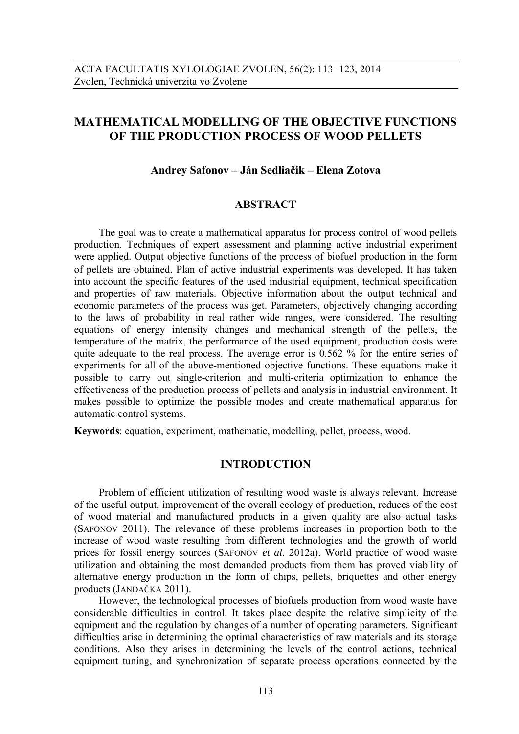# MATHEMATICAL MODELLING OF THE OBJECTIVE FUNCTIONS OF THE PRODUCTION PROCESS OF WOOD PELLETS

**Andrey Safonov – Ján Sedliačik – Elena Zotova**

## ABSTRACT

The goal was to create a mathematical apparatus for process control of wood pellets production. Techniques of expert assessment and planning active industrial experiment were applied. Output objective functions of the process of biofuel production in the form of pellets are obtained. Plan of active industrial experiments was developed. It has taken into account the specific features of the used industrial equipment, technical specification and properties of raw materials. Objective information about the output technical and economic parameters of the process was get. Parameters, objectively changing according to the laws of probability in real rather wide ranges, were considered. The resulting equations of energy intensity changes and mechanical strength of the pellets, the temperature of the matrix, the performance of the used equipment, production costs were quite adequate to the real process. The average error is 0.562 % for the entire series of experiments for all of the above-mentioned objective functions. These equations make it possible to carry out single-criterion and multi-criteria optimization to enhance the effectiveness of the production process of pellets and analysis in industrial environment. It makes possible to optimize the possible modes and create mathematical apparatus for automatic control systems.

**Keywords**: equation, experiment, mathematic, modelling, pellet, process, wood.

## INTRODUCTION

Problem of efficient utilization of resulting wood waste is always relevant. Increase of the useful output, improvement of the overall ecology of production, reduces of the cost of wood material and manufactured products in a given quality are also actual tasks (SAFONOV 2011). The relevance of these problems increases in proportion both to the increase of wood waste resulting from different technologies and the growth of world prices for fossil energy sources (SAFONOV *et al*. 2012a). World practice of wood waste utilization and obtaining the most demanded products from them has proved viability of alternative energy production in the form of chips, pellets, briquettes and other energy products (JANDAČKA 2011).

However, the technological processes of biofuels production from wood waste have considerable difficulties in control. It takes place despite the relative simplicity of the equipment and the regulation by changes of a number of operating parameters. Significant difficulties arise in determining the optimal characteristics of raw materials and its storage conditions. Also they arises in determining the levels of the control actions, technical equipment tuning, and synchronization of separate process operations connected by the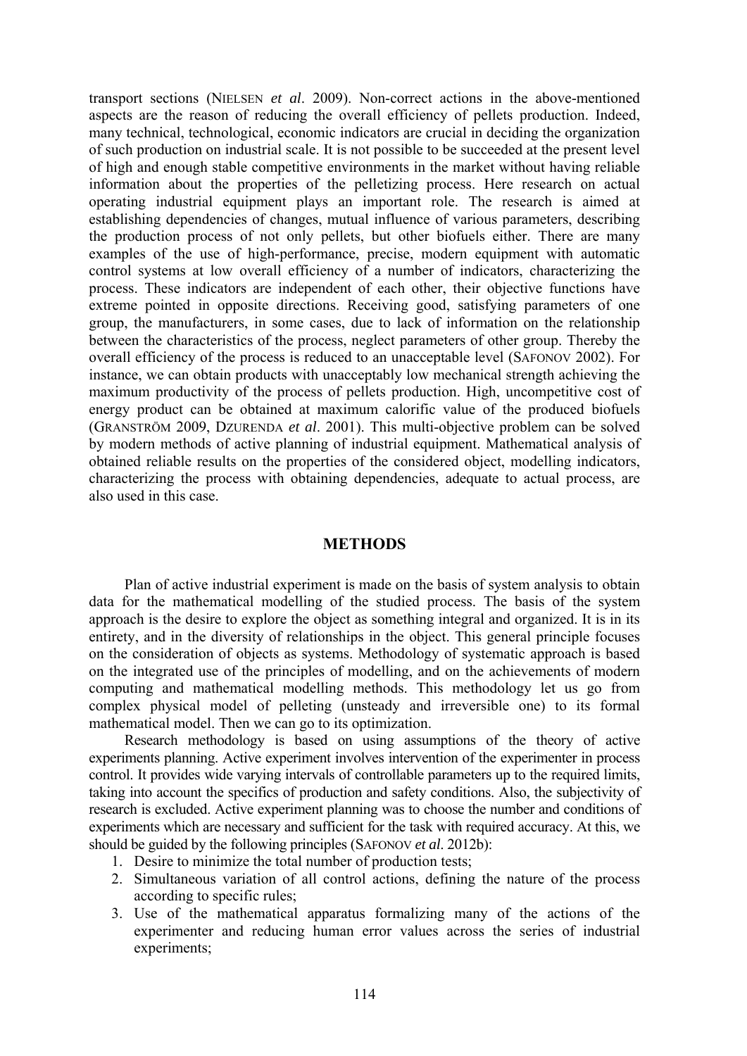transport sections (NIELSEN *et al*. 2009). Non-correct actions in the above-mentioned aspects are the reason of reducing the overall efficiency of pellets production. Indeed, many technical, technological, economic indicators are crucial in deciding the organization of such production on industrial scale. It is not possible to be succeeded at the present level of high and enough stable competitive environments in the market without having reliable information about the properties of the pelletizing process. Here research on actual operating industrial equipment plays an important role. The research is aimed at establishing dependencies of changes, mutual influence of various parameters, describing the production process of not only pellets, but other biofuels either. There are many examples of the use of high-performance, precise, modern equipment with automatic control systems at low overall efficiency of a number of indicators, characterizing the process. These indicators are independent of each other, their objective functions have extreme pointed in opposite directions. Receiving good, satisfying parameters of one group, the manufacturers, in some cases, due to lack of information on the relationship between the characteristics of the process, neglect parameters of other group. Thereby the overall efficiency of the process is reduced to an unacceptable level (SAFONOV 2002). For instance, we can obtain products with unacceptably low mechanical strength achieving the maximum productivity of the process of pellets production. High, uncompetitive cost of energy product can be obtained at maximum calorific value of the produced biofuels (GRANSTRÖM 2009, DZURENDA *et al*. 2001). This multi-objective problem can be solved by modern methods of active planning of industrial equipment. Mathematical analysis of obtained reliable results on the properties of the considered object, modelling indicators, characterizing the process with obtaining dependencies, adequate to actual process, are also used in this case.

## METHODS

Plan of active industrial experiment is made on the basis of system analysis to obtain data for the mathematical modelling of the studied process. The basis of the system approach is the desire to explore the object as something integral and organized. It is in its entirety, and in the diversity of relationships in the object. This general principle focuses on the consideration of objects as systems. Methodology of systematic approach is based on the integrated use of the principles of modelling, and on the achievements of modern computing and mathematical modelling methods. This methodology let us go from complex physical model of pelleting (unsteady and irreversible one) to its formal mathematical model. Then we can go to its optimization.

Research methodology is based on using assumptions of the theory of active experiments planning. Active experiment involves intervention of the experimenter in process control. It provides wide varying intervals of controllable parameters up to the required limits, taking into account the specifics of production and safety conditions. Also, the subjectivity of research is excluded. Active experiment planning was to choose the number and conditions of experiments which are necessary and sufficient for the task with required accuracy. At this, we should be guided by the following principles (SAFONOV *et al*. 2012b):

1. Desire to minimize the total number of production tests;
2. Simultaneous variation of all control actions, defining the nature of the process according to specific rules;
3. Use of the mathematical apparatus formalizing many of the actions of the experimenter and reducing human error values across the series of industrial experiments;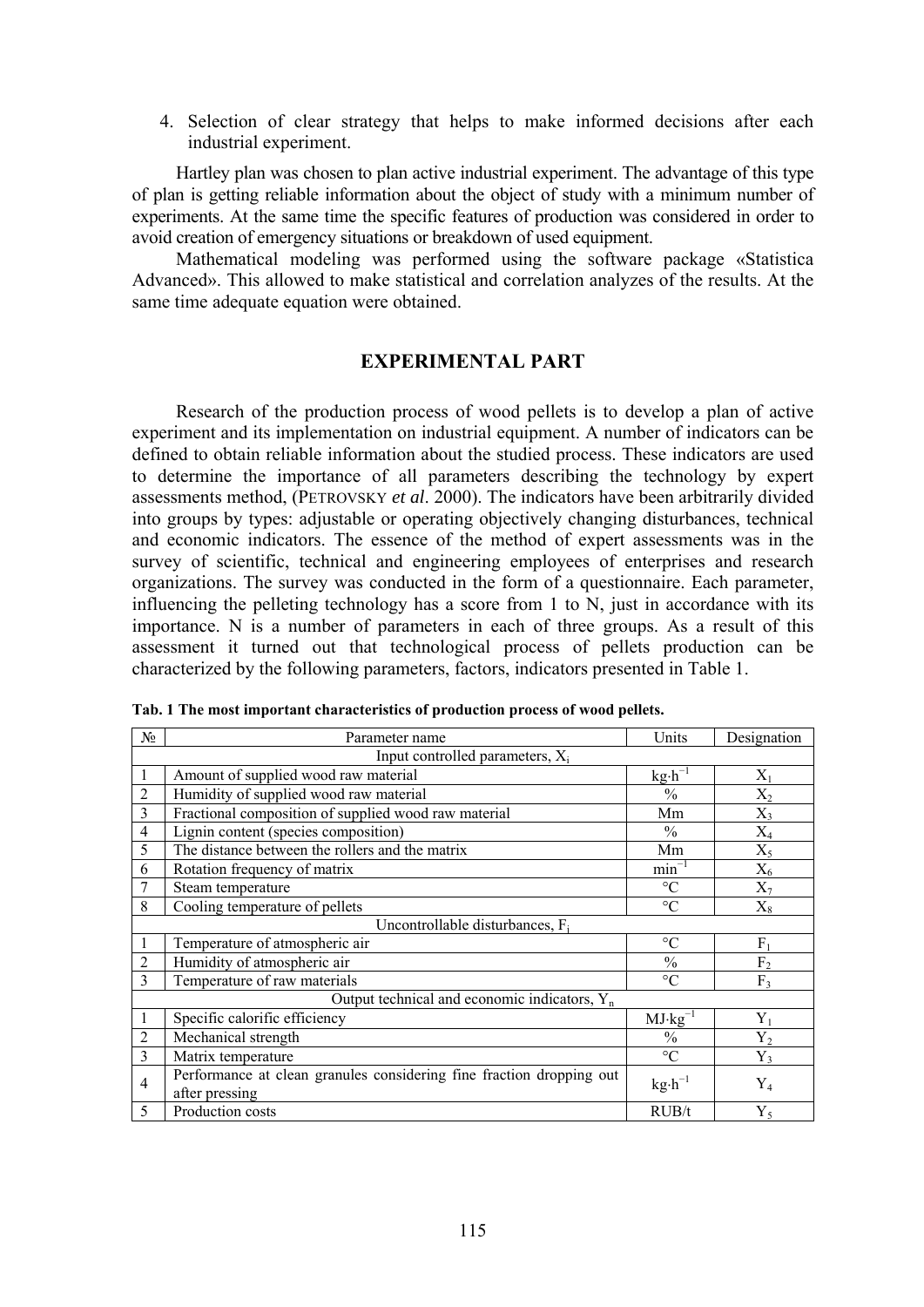4. Selection of clear strategy that helps to make informed decisions after each industrial experiment.

Hartley plan was chosen to plan active industrial experiment. The advantage of this type of plan is getting reliable information about the object of study with a minimum number of experiments. At the same time the specific features of production was considered in order to avoid creation of emergency situations or breakdown of used equipment.

Mathematical modeling was performed using the software package «Statistica Advanced». This allowed to make statistical and correlation analyzes of the results. At the same time adequate equation were obtained.

## EXPERIMENTAL PART

Research of the production process of wood pellets is to develop a plan of active experiment and its implementation on industrial equipment. A number of indicators can be defined to obtain reliable information about the studied process. These indicators are used to determine the importance of all parameters describing the technology by expert assessments method, (PETROVSKY *et al*. 2000). The indicators have been arbitrarily divided into groups by types: adjustable or operating objectively changing disturbances, technical and economic indicators. The essence of the method of expert assessments was in the survey of scientific, technical and engineering employees of enterprises and research organizations. The survey was conducted in the form of a questionnaire. Each parameter, influencing the pelleting technology has a score from 1 to N, just in accordance with its importance. N is a number of parameters in each of three groups. As a result of this assessment it turned out that technological process of pellets production can be characterized by the following parameters, factors, indicators presented in Table 1.

**Tab. 1 The most important characteristics of production process of wood pellets.**

| № | Parameter name | Units | Designation |
|---|---|---|---|
| | Input controlled parameters, $X_i$ | | |
| 1 | Amount of supplied wood raw material | $kg \cdot h^{-1}$ | $X_1$ |
| 2 | Humidity of supplied wood raw material | % | $X_2$ |
| 3 | Fractional composition of supplied wood raw material | Mm | $X_3$ |
| 4 | Lignin content (species composition) | % | $X_4$ |
| 5 | The distance between the rollers and the matrix | Mm | $X_5$ |
| 6 | Rotation frequency of matrix | $min^{-1}$ | $X_6$ |
| 7 | Steam temperature | °C | $X_7$ |
| 8 | Cooling temperature of pellets | °C | $X_8$ |
| | Uncontrollable disturbances, $F_i$ | | |
| 1 | Temperature of atmospheric air | °C | $F_1$ |
| 2 | Humidity of atmospheric air | % | $F_2$ |
| 3 | Temperature of raw materials | °C | $F_3$ |
| | Output technical and economic indicators, $Y_n$ | | |
| 1 | Specific calorific efficiency | $MJ \cdot kg^{-1}$ | $Y_1$ |
| 2 | Mechanical strength | % | $Y_2$ |
| 3 | Matrix temperature | °C | $Y_3$ |
| 4 | Performance at clean granules considering fine fraction dropping out after pressing | $kg \cdot h^{-1}$ | $Y_4$ |
| 5 | Production costs | RUB/t | $Y_5$ |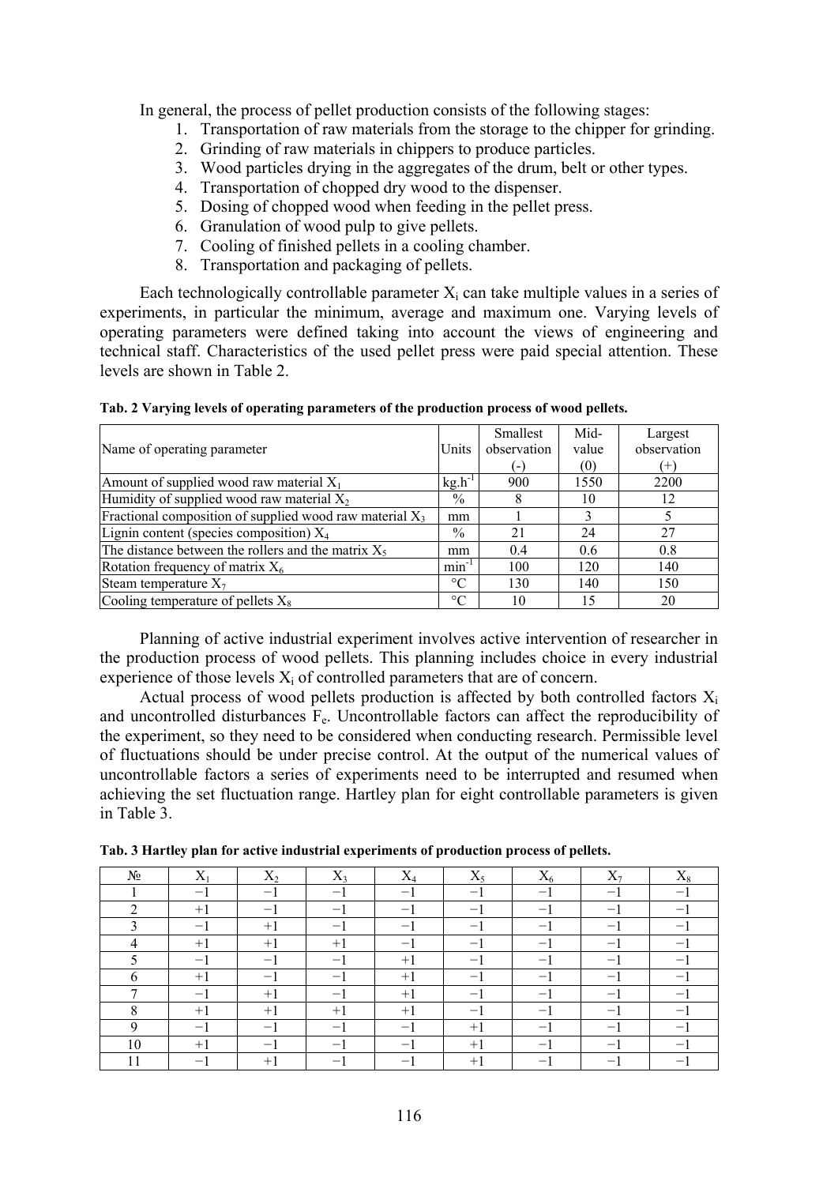In general, the process of pellet production consists of the following stages:

1. Transportation of raw materials from the storage to the chipper for grinding.
2. Grinding of raw materials in chippers to produce particles.
3. Wood particles drying in the aggregates of the drum, belt or other types.
4. Transportation of chopped dry wood to the dispenser.
5. Dosing of chopped wood when feeding in the pellet press.
6. Granulation of wood pulp to give pellets.
7. Cooling of finished pellets in a cooling chamber.
8. Transportation and packaging of pellets.

Each technologically controllable parameter $X_i$ can take multiple values in a series of experiments, in particular the minimum, average and maximum one. Varying levels of operating parameters were defined taking into account the views of engineering and technical staff. Characteristics of the used pellet press were paid special attention. These levels are shown in Table 2.

**Tab. 2 Varying levels of operating parameters of the production process of wood pellets.**

| Name of operating parameter | Units | Smallest observation (-) | Mid-value (0) | Largest observation (+) |
|---|---|---|---|---|
| Amount of supplied wood raw material $X_1$ | $kg.h^{-1}$ | 900 | 1550 | 2200 |
| Humidity of supplied wood raw material $X_2$ | % | 8 | 10 | 12 |
| Fractional composition of supplied wood raw material $X_3$ | mm | 1 | 3 | 5 |
| Lignin content (species composition) $X_4$ | % | 21 | 24 | 27 |
| The distance between the rollers and the matrix $X_5$ | mm | 0.4 | 0.6 | 0.8 |
| Rotation frequency of matrix $X_6$ | $min^{-1}$ | 100 | 120 | 140 |
| Steam temperature $X_7$ | °C | 130 | 140 | 150 |
| Cooling temperature of pellets $X_8$ | °C | 10 | 15 | 20 |

Planning of active industrial experiment involves active intervention of researcher in the production process of wood pellets. This planning includes choice in every industrial experience of those levels $X_i$ of controlled parameters that are of concern.

Actual process of wood pellets production is affected by both controlled factors $X_i$ and uncontrolled disturbances $F_e$. Uncontrollable factors can affect the reproducibility of the experiment, so they need to be considered when conducting research. Permissible level of fluctuations should be under precise control. At the output of the numerical values of uncontrollable factors a series of experiments need to be interrupted and resumed when achieving the set fluctuation range. Hartley plan for eight controllable parameters is given in Table 3.

**Tab. 3 Hartley plan for active industrial experiments of production process of pellets.**

| № | $X_1$ | $X_2$ | $X_3$ | $X_4$ | $X_5$ | $X_6$ | $X_7$ | $X_8$ |
|---|---|---|---|---|---|---|---|---|
| 1 | −1 | −1 | −1 | −1 | −1 | −1 | −1 | −1 |
| 2 | +1 | −1 | −1 | −1 | −1 | −1 | −1 | −1 |
| 3 | −1 | +1 | −1 | −1 | −1 | −1 | −1 | −1 |
| 4 | +1 | +1 | +1 | −1 | −1 | −1 | −1 | −1 |
| 5 | −1 | −1 | −1 | +1 | −1 | −1 | −1 | −1 |
| 6 | +1 | −1 | −1 | +1 | −1 | −1 | −1 | −1 |
| 7 | −1 | +1 | −1 | +1 | −1 | −1 | −1 | −1 |
| 8 | +1 | +1 | +1 | +1 | −1 | −1 | −1 | −1 |
| 9 | −1 | −1 | −1 | −1 | +1 | −1 | −1 | −1 |
| 10 | +1 | −1 | −1 | −1 | +1 | −1 | −1 | −1 |
| 11 | −1 | +1 | −1 | −1 | +1 | −1 | −1 | −1 |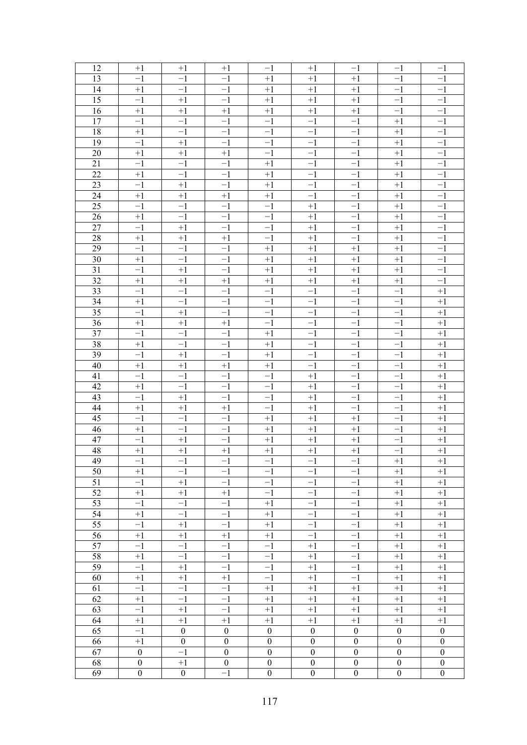| | | | | | | | | |
|---|---|---|---|---|---|---|---|---|
| 12 | +1 | +1 | +1 | −1 | +1 | −1 | −1 | −1 |
| 13 | −1 | −1 | −1 | +1 | +1 | +1 | −1 | −1 |
| 14 | +1 | −1 | −1 | +1 | +1 | +1 | −1 | −1 |
| 15 | −1 | +1 | −1 | +1 | +1 | +1 | −1 | −1 |
| 16 | +1 | +1 | +1 | +1 | +1 | +1 | −1 | −1 |
| 17 | −1 | −1 | −1 | −1 | −1 | −1 | +1 | −1 |
| 18 | +1 | −1 | −1 | −1 | −1 | −1 | +1 | −1 |
| 19 | −1 | +1 | −1 | −1 | −1 | −1 | +1 | −1 |
| 20 | +1 | +1 | +1 | −1 | −1 | −1 | +1 | −1 |
| 21 | −1 | −1 | −1 | +1 | −1 | −1 | +1 | −1 |
| 22 | +1 | −1 | −1 | +1 | −1 | −1 | +1 | −1 |
| 23 | −1 | +1 | −1 | +1 | −1 | −1 | +1 | −1 |
| 24 | +1 | +1 | +1 | +1 | −1 | −1 | +1 | −1 |
| 25 | −1 | −1 | −1 | −1 | +1 | −1 | +1 | −1 |
| 26 | +1 | −1 | −1 | −1 | +1 | −1 | +1 | −1 |
| 27 | −1 | +1 | −1 | −1 | +1 | −1 | +1 | −1 |
| 28 | +1 | +1 | +1 | −1 | +1 | −1 | +1 | −1 |
| 29 | −1 | −1 | −1 | +1 | +1 | +1 | +1 | −1 |
| 30 | +1 | −1 | −1 | +1 | +1 | +1 | +1 | −1 |
| 31 | −1 | +1 | −1 | +1 | +1 | +1 | +1 | −1 |
| 32 | +1 | +1 | +1 | +1 | +1 | +1 | +1 | −1 |
| 33 | −1 | −1 | −1 | −1 | −1 | −1 | −1 | +1 |
| 34 | +1 | −1 | −1 | −1 | −1 | −1 | −1 | +1 |
| 35 | −1 | +1 | −1 | −1 | −1 | −1 | −1 | +1 |
| 36 | +1 | +1 | +1 | −1 | −1 | −1 | −1 | +1 |
| 37 | −1 | −1 | −1 | +1 | −1 | −1 | −1 | +1 |
| 38 | +1 | −1 | −1 | +1 | −1 | −1 | −1 | +1 |
| 39 | −1 | +1 | −1 | +1 | −1 | −1 | −1 | +1 |
| 40 | +1 | +1 | +1 | +1 | −1 | −1 | −1 | +1 |
| 41 | −1 | −1 | −1 | −1 | +1 | −1 | −1 | +1 |
| 42 | +1 | −1 | −1 | −1 | +1 | −1 | −1 | +1 |
| 43 | −1 | +1 | −1 | −1 | +1 | −1 | −1 | +1 |
| 44 | +1 | +1 | +1 | −1 | +1 | −1 | −1 | +1 |
| 45 | −1 | −1 | −1 | +1 | +1 | +1 | −1 | +1 |
| 46 | +1 | −1 | −1 | +1 | +1 | +1 | −1 | +1 |
| 47 | −1 | +1 | −1 | +1 | +1 | +1 | −1 | +1 |
| 48 | +1 | +1 | +1 | +1 | +1 | +1 | −1 | +1 |
| 49 | −1 | −1 | −1 | −1 | −1 | −1 | +1 | +1 |
| 50 | +1 | −1 | −1 | −1 | −1 | −1 | +1 | +1 |
| 51 | −1 | +1 | −1 | −1 | −1 | −1 | +1 | +1 |
| 52 | +1 | +1 | +1 | −1 | −1 | −1 | +1 | +1 |
| 53 | −1 | −1 | −1 | +1 | −1 | −1 | +1 | +1 |
| 54 | +1 | −1 | −1 | +1 | −1 | −1 | +1 | +1 |
| 55 | −1 | +1 | −1 | +1 | −1 | −1 | +1 | +1 |
| 56 | +1 | +1 | +1 | +1 | −1 | −1 | +1 | +1 |
| 57 | −1 | −1 | −1 | −1 | +1 | −1 | +1 | +1 |
| 58 | +1 | −1 | −1 | −1 | +1 | −1 | +1 | +1 |
| 59 | −1 | +1 | −1 | −1 | +1 | −1 | +1 | +1 |
| 60 | +1 | +1 | +1 | −1 | +1 | −1 | +1 | +1 |
| 61 | −1 | −1 | −1 | +1 | +1 | +1 | +1 | +1 |
| 62 | +1 | −1 | −1 | +1 | +1 | +1 | +1 | +1 |
| 63 | −1 | +1 | −1 | +1 | +1 | +1 | +1 | +1 |
| 64 | +1 | +1 | +1 | +1 | +1 | +1 | +1 | +1 |
| 65 | −1 | 0 | 0 | 0 | 0 | 0 | 0 | 0 |
| 66 | +1 | 0 | 0 | 0 | 0 | 0 | 0 | 0 |
| 67 | 0 | −1 | 0 | 0 | 0 | 0 | 0 | 0 |
| 68 | 0 | +1 | 0 | 0 | 0 | 0 | 0 | 0 |
| 69 | 0 | 0 | −1 | 0 | 0 | 0 | 0 | 0 |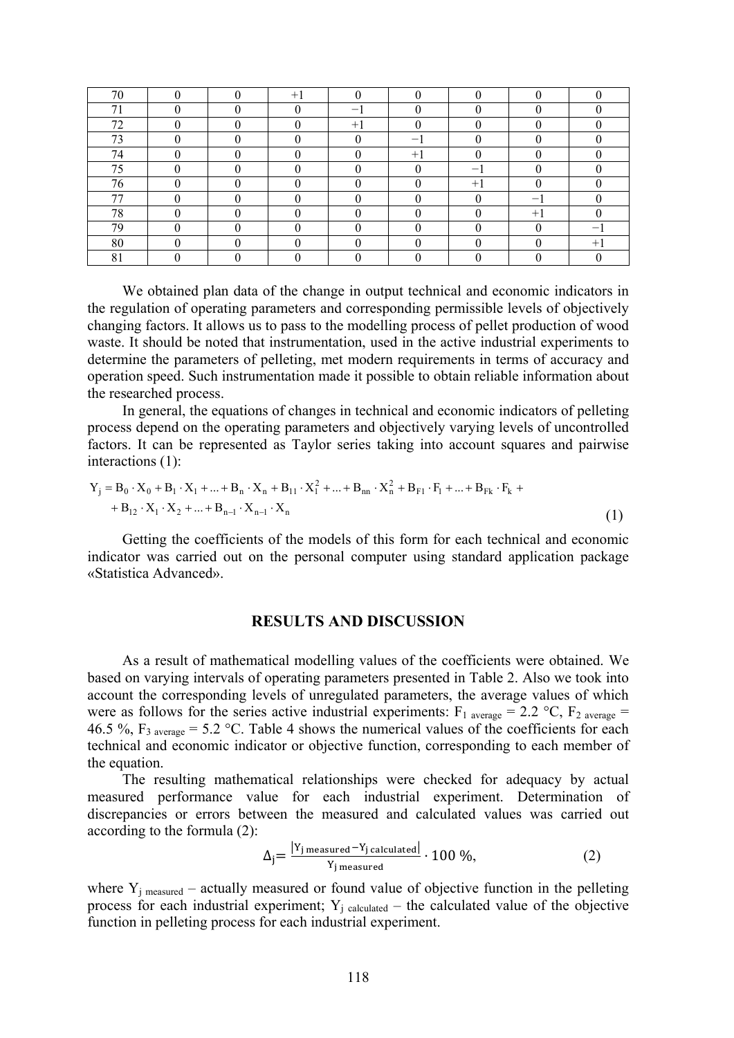| 70 | 0 | 0 | +1 | 0 | 0 | 0 | 0 | 0 |
|---|---|---|---|---|---|---|---|---|
| 71 | 0 | 0 | 0 | −1 | 0 | 0 | 0 | 0 |
| 72 | 0 | 0 | 0 | +1 | 0 | 0 | 0 | 0 |
| 73 | 0 | 0 | 0 | 0 | −1 | 0 | 0 | 0 |
| 74 | 0 | 0 | 0 | 0 | +1 | 0 | 0 | 0 |
| 75 | 0 | 0 | 0 | 0 | 0 | −1 | 0 | 0 |
| 76 | 0 | 0 | 0 | 0 | 0 | +1 | 0 | 0 |
| 77 | 0 | 0 | 0 | 0 | 0 | 0 | −1 | 0 |
| 78 | 0 | 0 | 0 | 0 | 0 | 0 | +1 | 0 |
| 79 | 0 | 0 | 0 | 0 | 0 | 0 | 0 | −1 |
| 80 | 0 | 0 | 0 | 0 | 0 | 0 | 0 | +1 |
| 81 | 0 | 0 | 0 | 0 | 0 | 0 | 0 | 0 |

We obtained plan data of the change in output technical and economic indicators in the regulation of operating parameters and corresponding permissible levels of objectively changing factors. It allows us to pass to the modelling process of pellet production of wood waste. It should be noted that instrumentation, used in the active industrial experiments to determine the parameters of pelleting, met modern requirements in terms of accuracy and operation speed. Such instrumentation made it possible to obtain reliable information about the researched process.

In general, the equations of changes in technical and economic indicators of pelleting process depend on the operating parameters and objectively varying levels of uncontrolled factors. It can be represented as Taylor series taking into account squares and pairwise interactions (1):

$$Y_j = B_0 \cdot X_0 + B_1 \cdot X_1 + ... + B_n \cdot X_n + B_{11} \cdot X_1^2 + ... + B_{nn} \cdot X_n^2 + B_{F1} \cdot F_1 + ... + B_{Fk} \cdot F_k + \\ + B_{12} \cdot X_1 \cdot X_2 + ... + B_{n-1} \cdot X_{n-1} \cdot X_n \quad (1)$$

Getting the coefficients of the models of this form for each technical and economic indicator was carried out on the personal computer using standard application package «Statistica Advanced».

## RESULTS AND DISCUSSION

As a result of mathematical modelling values of the coefficients were obtained. We based on varying intervals of operating parameters presented in Table 2. Also we took into account the corresponding levels of unregulated parameters, the average values of which were as follows for the series active industrial experiments: $F_{1\ average}$ = 2.2 °C, $F_{2\ average}$ = 46.5 %, $F_{3\ average}$ = 5.2 °C. Table 4 shows the numerical values of the coefficients for each technical and economic indicator or objective function, corresponding to each member of the equation.

The resulting mathematical relationships were checked for adequacy by actual measured performance value for each industrial experiment. Determination of discrepancies or errors between the measured and calculated values was carried out according to the formula (2):

$$\Delta_j = \frac{|Y_{j\ measured} - Y_{j\ calculated}|}{Y_{j\ measured}} \cdot 100\ \%, \quad (2)$$

where $Y_{j\ measured}$ – actually measured or found value of objective function in the pelleting process for each industrial experiment; $Y_{j\ calculated}$ – the calculated value of the objective function in pelleting process for each industrial experiment.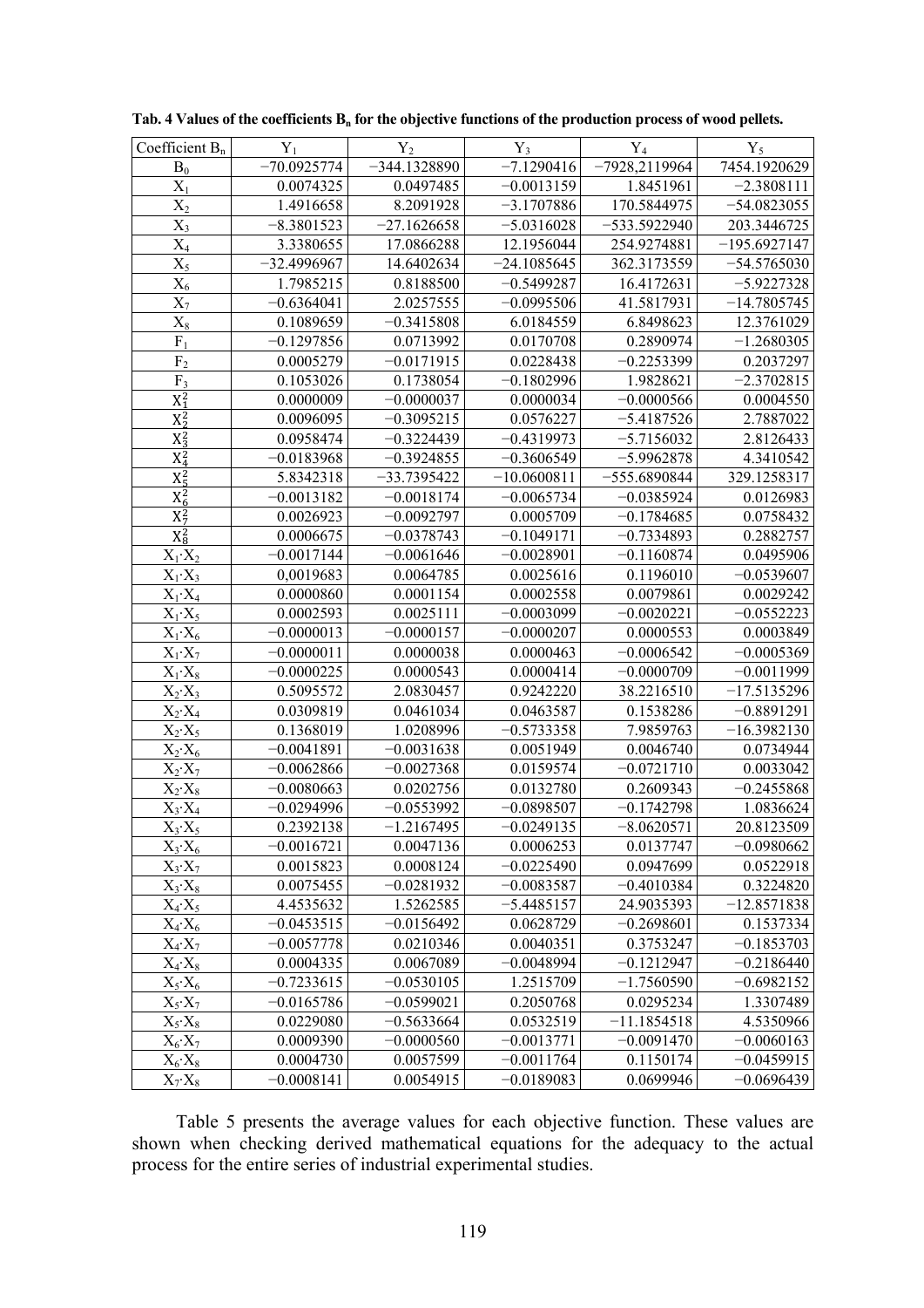**Tab. 4 Values of the coefficients $B_n$ for the objective functions of the production process of wood pellets.**

| Coefficient $B_n$ | $Y_1$ | $Y_2$ | $Y_3$ | $Y_4$ | $Y_5$ |
|---|---|---|---|---|---|
| $B_0$ | −70.0925774 | −344.1328890 | −7.1290416 | −7928,2119964 | 7454.1920629 |
| $X_1$ | 0.0074325 | 0.0497485 | −0.0013159 | 1.8451961 | −2.3808111 |
| $X_2$ | 1.4916658 | 8.2091928 | −3.1707886 | 170.5844975 | −54.0823055 |
| $X_3$ | −8.3801523 | −27.1626658 | −5.0316028 | −533.5922940 | 203.3446725 |
| $X_4$ | 3.3380655 | 17.0866288 | 12.1956044 | 254.9274881 | −195.6927147 |
| $X_5$ | −32.4996967 | 14.6402634 | −24.1085645 | 362.3173559 | −54.5765030 |
| $X_6$ | 1.7985215 | 0.8188500 | −0.5499287 | 16.4172631 | −5.9227328 |
| $X_7$ | −0.6364041 | 2.0257555 | −0.0995506 | 41.5817931 | −14.7805745 |
| $X_8$ | 0.1089659 | −0.3415808 | 6.0184559 | 6.8498623 | 12.3761029 |
| $F_1$ | −0.1297856 | 0.0713992 | 0.0170708 | 0.2890974 | −1.2680305 |
| $F_2$ | 0.0005279 | −0.0171915 | 0.0228438 | −0.2253399 | 0.2037297 |
| $F_3$ | 0.1053026 | 0.1738054 | −0.1802996 | 1.9828621 | −2.3702815 |
| $X_1^2$ | 0.0000009 | −0.0000037 | 0.0000034 | −0.0000566 | 0.0004550 |
| $X_2^2$ | 0.0096095 | −0.3095215 | 0.0576227 | −5.4187526 | 2.7887022 |
| $X_3^2$ | 0.0958474 | −0.3224439 | −0.4319973 | −5.7156032 | 2.8126433 |
| $X_4^2$ | −0.0183968 | −0.3924855 | −0.3606549 | −5.9962878 | 4.3410542 |
| $X_5^2$ | 5.8342318 | −33.7395422 | −10.0600811 | −555.6890844 | 329.1258317 |
| $X_6^2$ | −0.0013182 | −0.0018174 | −0.0065734 | −0.0385924 | 0.0126983 |
| $X_7^2$ | 0.0026923 | −0.0092797 | 0.0005709 | −0.1784685 | 0.0758432 |
| $X_8^2$ | 0.0006675 | −0.0378743 | −0.1049171 | −0.7334893 | 0.2882757 |
| $X_1 \cdot X_2$ | −0.0017144 | −0.0061646 | −0.0028901 | −0.1160874 | 0.0495906 |
| $X_1 \cdot X_3$ | 0,0019683 | 0.0064785 | 0.0025616 | 0.1196010 | −0.0539607 |
| $X_1 \cdot X_4$ | 0.0000860 | 0.0001154 | 0.0002558 | 0.0079861 | 0.0029242 |
| $X_1 \cdot X_5$ | 0.0002593 | 0.0025111 | −0.0003099 | −0.0020221 | −0.0552223 |
| $X_1 \cdot X_6$ | −0.0000013 | −0.0000157 | −0.0000207 | 0.0000553 | 0.0003849 |
| $X_1 \cdot X_7$ | −0.0000011 | 0.0000038 | 0.0000463 | −0.0006542 | −0.0005369 |
| $X_1 \cdot X_8$ | −0.0000225 | 0.0000543 | 0.0000414 | −0.0000709 | −0.0011999 |
| $X_2 \cdot X_3$ | 0.5095572 | 2.0830457 | 0.9242220 | 38.2216510 | −17.5135296 |
| $X_2 \cdot X_4$ | 0.0309819 | 0.0461034 | 0.0463587 | 0.1538286 | −0.8891291 |
| $X_2 \cdot X_5$ | 0.1368019 | 1.0208996 | −0.5733358 | 7.9859763 | −16.3982130 |
| $X_2 \cdot X_6$ | −0.0041891 | −0.0031638 | 0.0051949 | 0.0046740 | 0.0734944 |
| $X_2 \cdot X_7$ | −0.0062866 | −0.0027368 | 0.0159574 | −0.0721710 | 0.0033042 |
| $X_2 \cdot X_8$ | −0.0080663 | 0.0202756 | 0.0132780 | 0.2609343 | −0.2455868 |
| $X_3 \cdot X_4$ | −0.0294996 | −0.0553992 | −0.0898507 | −0.1742798 | 1.0836624 |
| $X_3 \cdot X_5$ | 0.2392138 | −1.2167495 | −0.0249135 | −8.0620571 | 20.8123509 |
| $X_3 \cdot X_6$ | −0.0016721 | 0.0047136 | 0.0006253 | 0.0137747 | −0.0980662 |
| $X_3 \cdot X_7$ | 0.0015823 | 0.0008124 | −0.0225490 | 0.0947699 | 0.0522918 |
| $X_3 \cdot X_8$ | 0.0075455 | −0.0281932 | −0.0083587 | −0.4010384 | 0.3224820 |
| $X_4 \cdot X_5$ | 4.4535632 | 1.5262585 | −5.4485157 | 24.9035393 | −12.8571838 |
| $X_4 \cdot X_6$ | −0.0453515 | −0.0156492 | 0.0628729 | −0.2698601 | 0.1537334 |
| $X_4 \cdot X_7$ | −0.0057778 | 0.0210346 | 0.0040351 | 0.3753247 | −0.1853703 |
| $X_4 \cdot X_8$ | 0.0004335 | 0.0067089 | −0.0048994 | −0.1212947 | −0.2186440 |
| $X_5 \cdot X_6$ | −0.7233615 | −0.0530105 | 1.2515709 | −1.7560590 | −0.6982152 |
| $X_5 \cdot X_7$ | −0.0165786 | −0.0599021 | 0.2050768 | 0.0295234 | 1.3307489 |
| $X_5 \cdot X_8$ | 0.0229080 | −0.5633664 | 0.0532519 | −11.1854518 | 4.5350966 |
| $X_6 \cdot X_7$ | 0.0009390 | −0.0000560 | −0.0013771 | −0.0091470 | −0.0060163 |
| $X_6 \cdot X_8$ | 0.0004730 | 0.0057599 | −0.0011764 | 0.1150174 | −0.0459915 |
| $X_7 \cdot X_8$ | −0.0008141 | 0.0054915 | −0.0189083 | 0.0699946 | −0.0696439 |

Table 5 presents the average values for each objective function. These values are shown when checking derived mathematical equations for the adequacy to the actual process for the entire series of industrial experimental studies.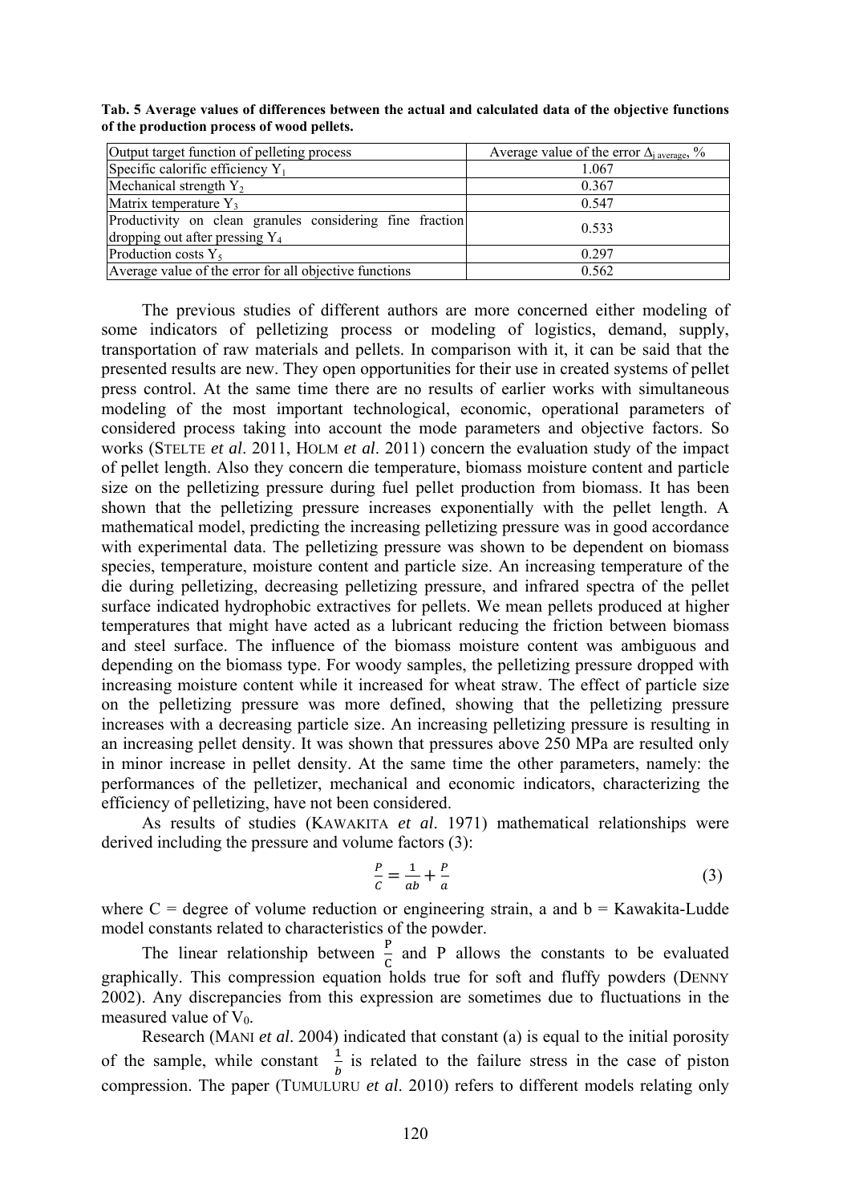**Tab. 5 Average values of differences between the actual and calculated data of the objective functions of the production process of wood pellets.**

| Output target function of pelleting process | Average value of the error $\Delta_{j\ average}$, % |
|---|---|
| Specific calorific efficiency $Y_1$ | 1.067 |
| Mechanical strength $Y_2$ | 0.367 |
| Matrix temperature $Y_3$ | 0.547 |
| Productivity on clean granules considering fine fraction dropping out after pressing $Y_4$ | 0.533 |
| Production costs $Y_5$ | 0.297 |
| Average value of the error for all objective functions | 0.562 |

The previous studies of different authors are more concerned either modeling of some indicators of pelletizing process or modeling of logistics, demand, supply, transportation of raw materials and pellets. In comparison with it, it can be said that the presented results are new. They open opportunities for their use in created systems of pellet press control. At the same time there are no results of earlier works with simultaneous modeling of the most important technological, economic, operational parameters of considered process taking into account the mode parameters and objective factors. So works (STELTE *et al*. 2011, HOLM *et al*. 2011) concern the evaluation study of the impact of pellet length. Also they concern die temperature, biomass moisture content and particle size on the pelletizing pressure during fuel pellet production from biomass. It has been shown that the pelletizing pressure increases exponentially with the pellet length. A mathematical model, predicting the increasing pelletizing pressure was in good accordance with experimental data. The pelletizing pressure was shown to be dependent on biomass species, temperature, moisture content and particle size. An increasing temperature of the die during pelletizing, decreasing pelletizing pressure, and infrared spectra of the pellet surface indicated hydrophobic extractives for pellets. We mean pellets produced at higher temperatures that might have acted as a lubricant reducing the friction between biomass and steel surface. The influence of the biomass moisture content was ambiguous and depending on the biomass type. For woody samples, the pelletizing pressure dropped with increasing moisture content while it increased for wheat straw. The effect of particle size on the pelletizing pressure was more defined, showing that the pelletizing pressure increases with a decreasing particle size. An increasing pelletizing pressure is resulting in an increasing pellet density. It was shown that pressures above 250 MPa are resulted only in minor increase in pellet density. At the same time the other parameters, namely: the performances of the pelletizer, mechanical and economic indicators, characterizing the efficiency of pelletizing, have not been considered.

As results of studies (KAWAKITA *et al*. 1971) mathematical relationships were derived including the pressure and volume factors (3):

$$\frac{P}{C} = \frac{1}{ab} + \frac{P}{a} \tag{3}$$

where C = degree of volume reduction or engineering strain, a and b = Kawakita-Ludde model constants related to characteristics of the powder.

The linear relationship between $\frac{P}{C}$ and P allows the constants to be evaluated graphically. This compression equation holds true for soft and fluffy powders (DENNY 2002). Any discrepancies from this expression are sometimes due to fluctuations in the measured value of $V_0$.

Research (MANI *et al*. 2004) indicated that constant (a) is equal to the initial porosity of the sample, while constant $\frac{1}{b}$ is related to the failure stress in the case of piston compression. The paper (TUMULURU *et al*. 2010) refers to different models relating only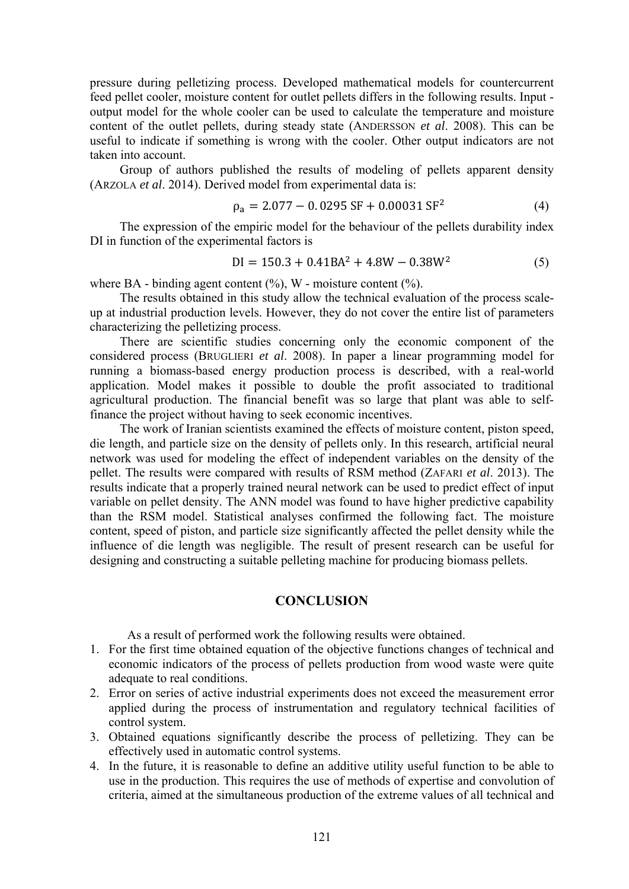pressure during pelletizing process. Developed mathematical models for countercurrent feed pellet cooler, moisture content for outlet pellets differs in the following results. Input - output model for the whole cooler can be used to calculate the temperature and moisture content of the outlet pellets, during steady state (ANDERSSON *et al*. 2008). This can be useful to indicate if something is wrong with the cooler. Other output indicators are not taken into account.

Group of authors published the results of modeling of pellets apparent density (ARZOLA *et al*. 2014). Derived model from experimental data is:

$$\rho_a = 2.077 - 0.0295\ \mathrm{SF} + 0.00031\ \mathrm{SF}^2 \tag{4}$$

The expression of the empiric model for the behaviour of the pellets durability index DI in function of the experimental factors is

$$\mathrm{DI} = 150.3 + 0.41\mathrm{BA}^2 + 4.8\mathrm{W} - 0.38\mathrm{W}^2 \tag{5}$$

where BA - binding agent content (%), W - moisture content (%).

The results obtained in this study allow the technical evaluation of the process scale-up at industrial production levels. However, they do not cover the entire list of parameters characterizing the pelletizing process.

There are scientific studies concerning only the economic component of the considered process (BRUGLIERI *et al*. 2008). In paper a linear programming model for running a biomass-based energy production process is described, with a real-world application. Model makes it possible to double the profit associated to traditional agricultural production. The financial benefit was so large that plant was able to self-finance the project without having to seek economic incentives.

The work of Iranian scientists examined the effects of moisture content, piston speed, die length, and particle size on the density of pellets only. In this research, artificial neural network was used for modeling the effect of independent variables on the density of the pellet. The results were compared with results of RSM method (ZAFARI *et al*. 2013). The results indicate that a properly trained neural network can be used to predict effect of input variable on pellet density. The ANN model was found to have higher predictive capability than the RSM model. Statistical analyses confirmed the following fact. The moisture content, speed of piston, and particle size significantly affected the pellet density while the influence of die length was negligible. The result of present research can be useful for designing and constructing a suitable pelleting machine for producing biomass pellets.

## CONCLUSION

As a result of performed work the following results were obtained.

1. For the first time obtained equation of the objective functions changes of technical and economic indicators of the process of pellets production from wood waste were quite adequate to real conditions.
2. Error on series of active industrial experiments does not exceed the measurement error applied during the process of instrumentation and regulatory technical facilities of control system.
3. Obtained equations significantly describe the process of pelletizing. They can be effectively used in automatic control systems.
4. In the future, it is reasonable to define an additive utility useful function to be able to use in the production. This requires the use of methods of expertise and convolution of criteria, aimed at the simultaneous production of the extreme values of all technical and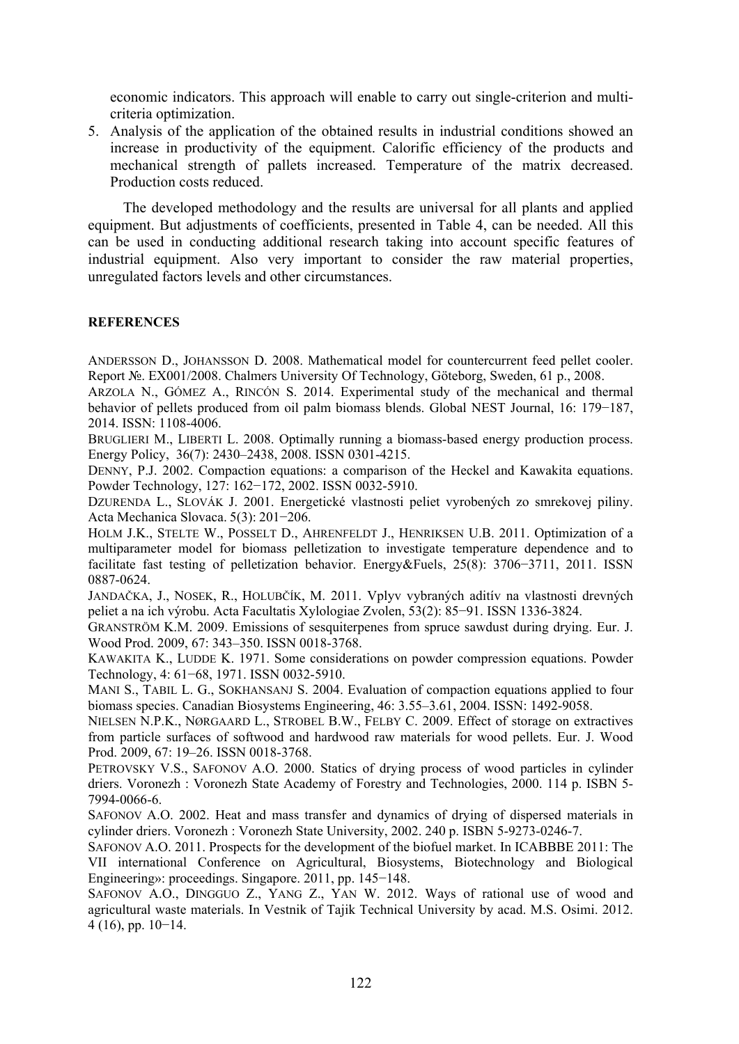economic indicators. This approach will enable to carry out single-criterion and multi-criteria optimization.

5. Analysis of the application of the obtained results in industrial conditions showed an increase in productivity of the equipment. Calorific efficiency of the products and mechanical strength of pallets increased. Temperature of the matrix decreased. Production costs reduced.

The developed methodology and the results are universal for all plants and applied equipment. But adjustments of coefficients, presented in Table 4, can be needed. All this can be used in conducting additional research taking into account specific features of industrial equipment. Also very important to consider the raw material properties, unregulated factors levels and other circumstances.

## REFERENCES

ANDERSSON D., JOHANSSON D. 2008. Mathematical model for countercurrent feed pellet cooler. Report №. EX001/2008. Chalmers University Of Technology, Göteborg, Sweden, 61 p., 2008.

ARZOLA N., GÓMEZ A., RINCÓN S. 2014. Experimental study of the mechanical and thermal behavior of pellets produced from oil palm biomass blends. Global NEST Journal, 16: 179−187, 2014. ISSN: 1108-4006.

BRUGLIERI M., LIBERTI L. 2008. Optimally running a biomass-based energy production process. Energy Policy, 36(7): 2430–2438, 2008. ISSN 0301-4215.

DENNY, P.J. 2002. Compaction equations: a comparison of the Heckel and Kawakita equations. Powder Technology, 127: 162−172, 2002. ISSN 0032-5910.

DZURENDA L., SLOVÁK J. 2001. Energetické vlastnosti peliet vyrobených zo smrekovej piliny. Acta Mechanica Slovaca. 5(3): 201−206.

HOLM J.K., STELTE W., POSSELT D., AHRENFELDT J., HENRIKSEN U.B. 2011. Optimization of a multiparameter model for biomass pelletization to investigate temperature dependence and to facilitate fast testing of pelletization behavior. Energy&Fuels, 25(8): 3706−3711, 2011. ISSN 0887-0624.

JANDAČKA, J., NOSEK, R., HOLUBČÍK, M. 2011. Vplyv vybraných aditív na vlastnosti drevných peliet a na ich výrobu. Acta Facultatis Xylologiae Zvolen, 53(2): 85−91. ISSN 1336-3824.

GRANSTRÖM K.M. 2009. Emissions of sesquiterpenes from spruce sawdust during drying. Eur. J. Wood Prod. 2009, 67: 343–350. ISSN 0018-3768.

KAWAKITA K., LUDDE K. 1971. Some considerations on powder compression equations. Powder Technology, 4: 61−68, 1971. ISSN 0032-5910.

MANI S., TABIL L. G., SOKHANSANJ S. 2004. Evaluation of compaction equations applied to four biomass species. Canadian Biosystems Engineering, 46: 3.55–3.61, 2004. ISSN: 1492-9058.

NIELSEN N.P.K., NØRGAARD L., STROBEL B.W., FELBY C. 2009. Effect of storage on extractives from particle surfaces of softwood and hardwood raw materials for wood pellets. Eur. J. Wood Prod. 2009, 67: 19–26. ISSN 0018-3768.

PETROVSKY V.S., SAFONOV A.O. 2000. Statics of drying process of wood particles in cylinder driers. Voronezh : Voronezh State Academy of Forestry and Technologies, 2000. 114 p. ISBN 5-7994-0066-6.

SAFONOV A.O. 2002. Heat and mass transfer and dynamics of drying of dispersed materials in cylinder driers. Voronezh : Voronezh State University, 2002. 240 p. ISBN 5-9273-0246-7.

SAFONOV A.O. 2011. Prospects for the development of the biofuel market. In ICABBBE 2011: The VII international Conference on Agricultural, Biosystems, Biotechnology and Biological Engineering»: proceedings. Singapore. 2011, pp. 145−148.

SAFONOV A.O., DINGGUO Z., YANG Z., YAN W. 2012. Ways of rational use of wood and agricultural waste materials. In Vestnik of Tajik Technical University by acad. M.S. Osimi. 2012. 4 (16), pp. 10−14.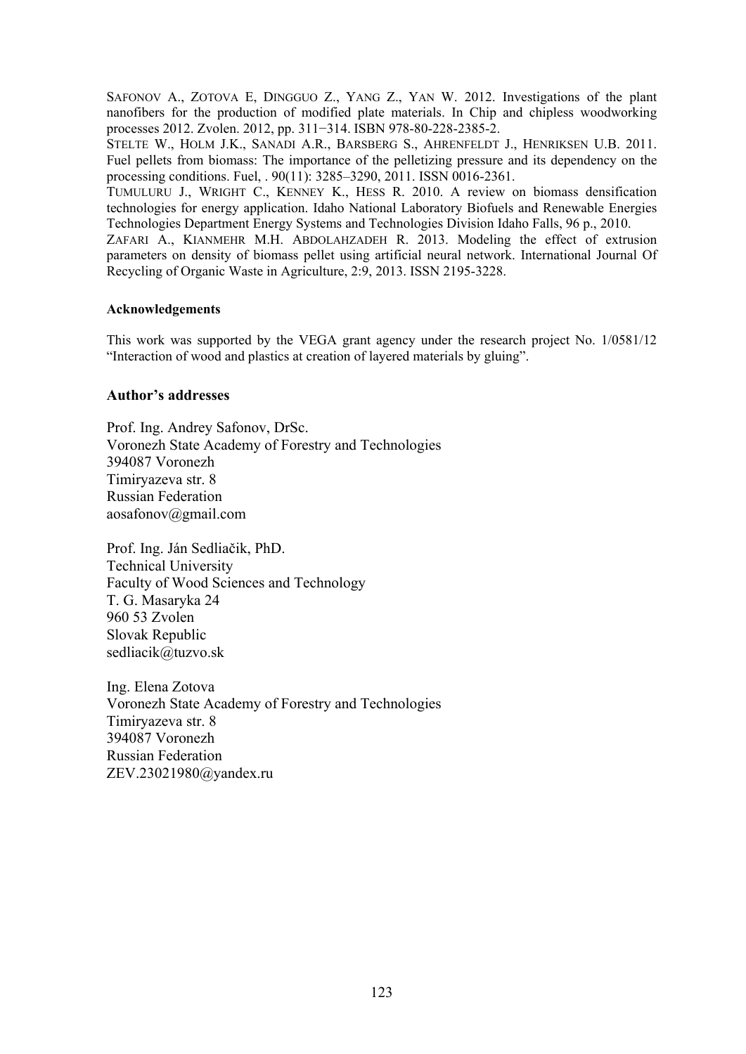SAFONOV A., ZOTOVA E, DINGGUO Z., YANG Z., YAN W. 2012. Investigations of the plant nanofibers for the production of modified plate materials. In Chip and chipless woodworking processes 2012. Zvolen. 2012, pp. 311−314. ISBN 978-80-228-2385-2.

STELTE W., HOLM J.K., SANADI A.R., BARSBERG S., AHRENFELDT J., HENRIKSEN U.B. 2011. Fuel pellets from biomass: The importance of the pelletizing pressure and its dependency on the processing conditions. Fuel, . 90(11): 3285–3290, 2011. ISSN 0016-2361.

TUMULURU J., WRIGHT C., KENNEY K., HESS R. 2010. A review on biomass densification technologies for energy application. Idaho National Laboratory Biofuels and Renewable Energies Technologies Department Energy Systems and Technologies Division Idaho Falls, 96 p., 2010.

ZAFARI A., KIANMEHR M.H. ABDOLAHZADEH R. 2013. Modeling the effect of extrusion parameters on density of biomass pellet using artificial neural network. International Journal Of Recycling of Organic Waste in Agriculture, 2:9, 2013. ISSN 2195-3228.

**Acknowledgements**

This work was supported by the VEGA grant agency under the research project No. 1/0581/12 "Interaction of wood and plastics at creation of layered materials by gluing".

## Author's addresses

Prof. Ing. Andrey Safonov, DrSc.
Voronezh State Academy of Forestry and Technologies
394087 Voronezh
Timiryazeva str. 8
Russian Federation
aosafonov@gmail.com

Prof. Ing. Ján Sedliačik, PhD.
Technical University
Faculty of Wood Sciences and Technology
T. G. Masaryka 24
960 53 Zvolen
Slovak Republic
sedliacik@tuzvo.sk

Ing. Elena Zotova
Voronezh State Academy of Forestry and Technologies
Timiryazeva str. 8
394087 Voronezh
Russian Federation
ZEV.23021980@yandex.ru